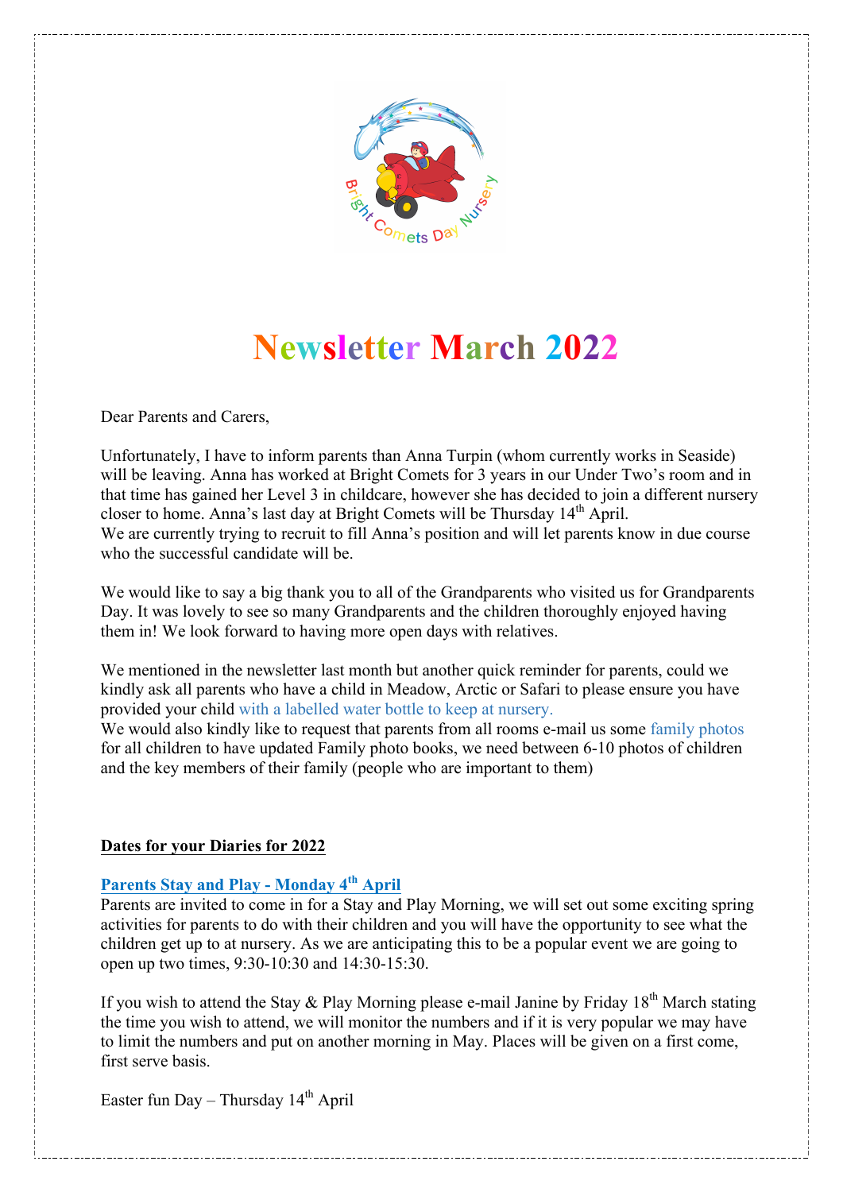# Newsletter March 2022

Dear Parents and Carers,

Unfortunately, I have to inform parents than Anna Turpin (whom currently works in Seaside) will be leaving. Anna has worked at Bright Comets for 3 years in our Under Two's room and in that time has gained her Level 3 in childcare, however she has decided to join a different nursery closer to home. Anna's last day at Bright Comets will be Thursday 14th April.
We are currently trying to recruit to fill Anna's position and will let parents know in due course who the successful candidate will be.

We would like to say a big thank you to all of the Grandparents who visited us for Grandparents Day. It was lovely to see so many Grandparents and the children thoroughly enjoyed having them in! We look forward to having more open days with relatives.

We mentioned in the newsletter last month but another quick reminder for parents, could we kindly ask all parents who have a child in Meadow, Arctic or Safari to please ensure you have provided your child with a labelled water bottle to keep at nursery.
We would also kindly like to request that parents from all rooms e-mail us some family photos for all children to have updated Family photo books, we need between 6-10 photos of children and the key members of their family (people who are important to them)

**Dates for your Diaries for 2022**

**Parents Stay and Play - Monday 4th April**

Parents are invited to come in for a Stay and Play Morning, we will set out some exciting spring activities for parents to do with their children and you will have the opportunity to see what the children get up to at nursery. As we are anticipating this to be a popular event we are going to open up two times, 9:30-10:30 and 14:30-15:30.

If you wish to attend the Stay & Play Morning please e-mail Janine by Friday 18th March stating the time you wish to attend, we will monitor the numbers and if it is very popular we may have to limit the numbers and put on another morning in May. Places will be given on a first come, first serve basis.

Easter fun Day – Thursday 14th April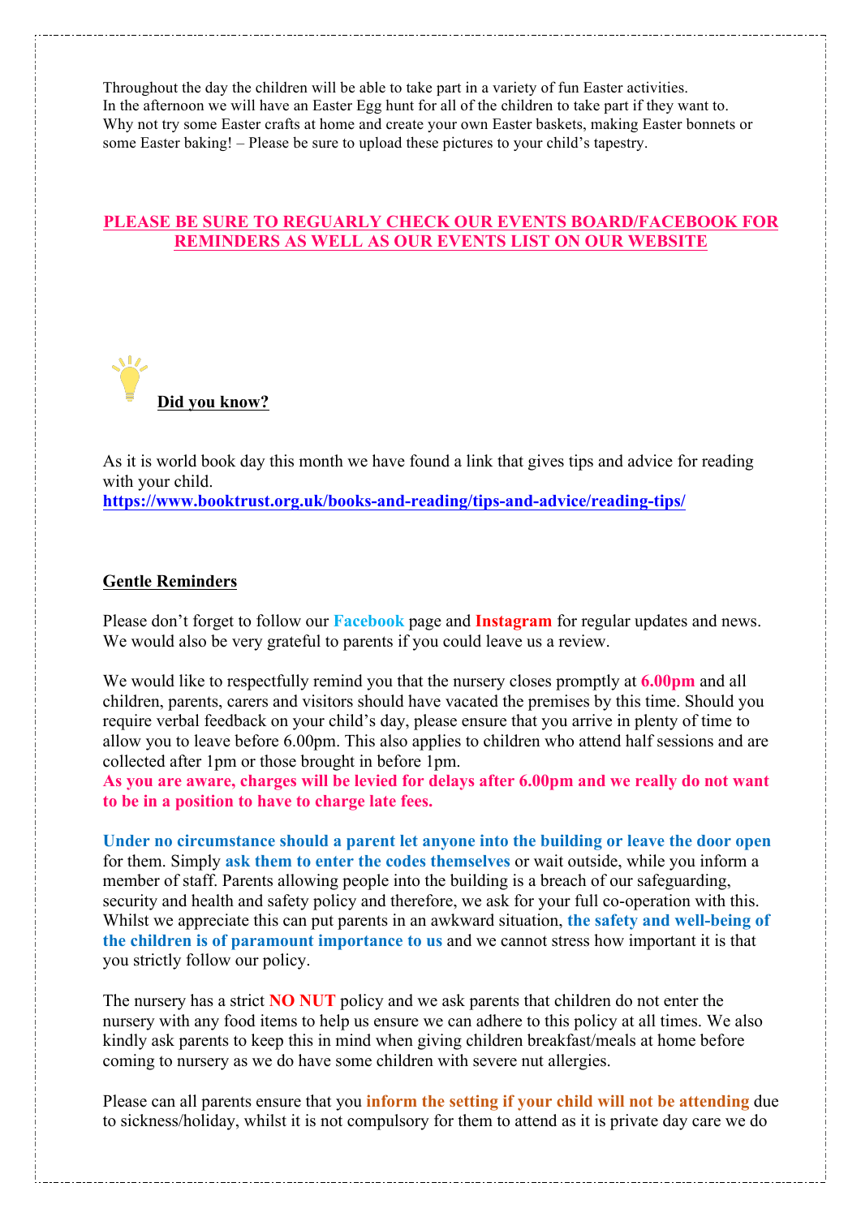Throughout the day the children will be able to take part in a variety of fun Easter activities. In the afternoon we will have an Easter Egg hunt for all of the children to take part if they want to. Why not try some Easter crafts at home and create your own Easter baskets, making Easter bonnets or some Easter baking! – Please be sure to upload these pictures to your child's tapestry.

**PLEASE BE SURE TO REGUARLY CHECK OUR EVENTS BOARD/FACEBOOK FOR REMINDERS AS WELL AS OUR EVENTS LIST ON OUR WEBSITE**

**Did you know?**

As it is world book day this month we have found a link that gives tips and advice for reading with your child.
**https://www.booktrust.org.uk/books-and-reading/tips-and-advice/reading-tips/**

**Gentle Reminders**

Please don't forget to follow our **Facebook** page and **Instagram** for regular updates and news. We would also be very grateful to parents if you could leave us a review.

We would like to respectfully remind you that the nursery closes promptly at **6.00pm** and all children, parents, carers and visitors should have vacated the premises by this time. Should you require verbal feedback on your child's day, please ensure that you arrive in plenty of time to allow you to leave before 6.00pm. This also applies to children who attend half sessions and are collected after 1pm or those brought in before 1pm.
**As you are aware, charges will be levied for delays after 6.00pm and we really do not want to be in a position to have to charge late fees.**

**Under no circumstance should a parent let anyone into the building or leave the door open** for them. Simply **ask them to enter the codes themselves** or wait outside, while you inform a member of staff. Parents allowing people into the building is a breach of our safeguarding, security and health and safety policy and therefore, we ask for your full co-operation with this. Whilst we appreciate this can put parents in an awkward situation, **the safety and well-being of the children is of paramount importance to us** and we cannot stress how important it is that you strictly follow our policy.

The nursery has a strict **NO NUT** policy and we ask parents that children do not enter the nursery with any food items to help us ensure we can adhere to this policy at all times. We also kindly ask parents to keep this in mind when giving children breakfast/meals at home before coming to nursery as we do have some children with severe nut allergies.

Please can all parents ensure that you **inform the setting if your child will not be attending** due to sickness/holiday, whilst it is not compulsory for them to attend as it is private day care we do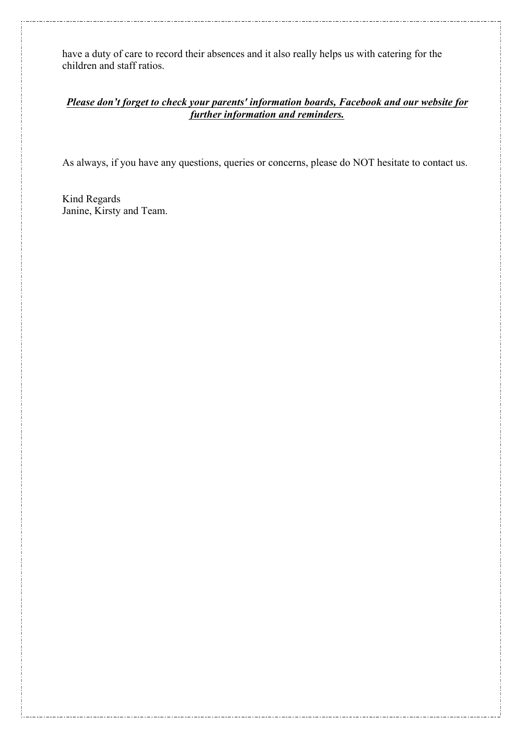have a duty of care to record their absences and it also really helps us with catering for the children and staff ratios.

***Please don't forget to check your parents' information boards, Facebook and our website for further information and reminders.***

As always, if you have any questions, queries or concerns, please do NOT hesitate to contact us.

Kind Regards
Janine, Kirsty and Team.